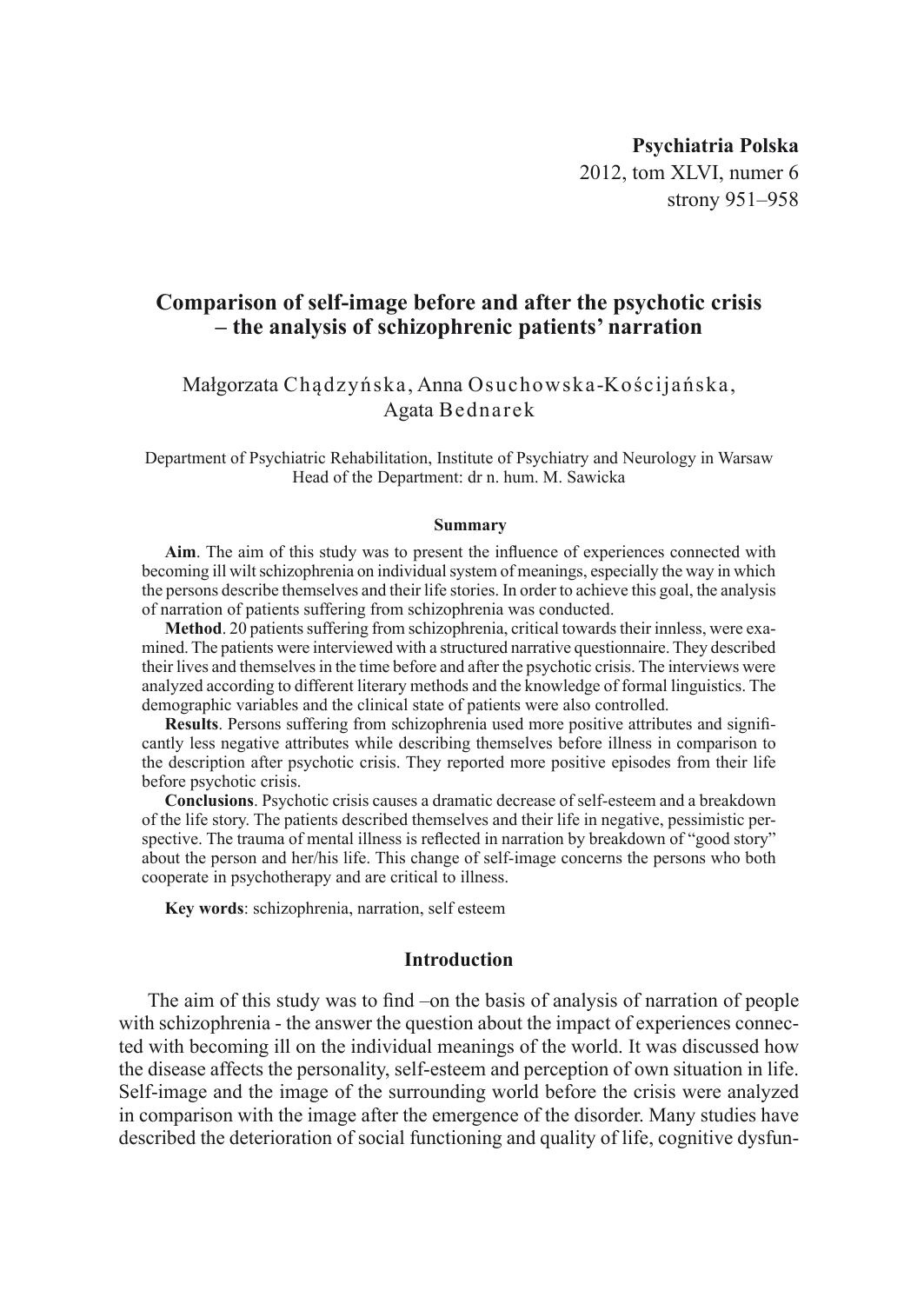# Comparison of self-image before and after the psychotic crisis – the analysis of schizophrenic patients' narration

Małgorzata Chądzyńska, Anna Osuchowska-Kościjańska, Agata Bednarek

Department of Psychiatric Rehabilitation, Institute of Psychiatry and Neurology in Warsaw
Head of the Department: dr n. hum. M. Sawicka

## Summary

**Aim**. The aim of this study was to present the influence of experiences connected with becoming ill wilt schizophrenia on individual system of meanings, especially the way in which the persons describe themselves and their life stories. In order to achieve this goal, the analysis of narration of patients suffering from schizophrenia was conducted.

**Method**. 20 patients suffering from schizophrenia, critical towards their innless, were examined. The patients were interviewed with a structured narrative questionnaire. They described their lives and themselves in the time before and after the psychotic crisis. The interviews were analyzed according to different literary methods and the knowledge of formal linguistics. The demographic variables and the clinical state of patients were also controlled.

**Results**. Persons suffering from schizophrenia used more positive attributes and significantly less negative attributes while describing themselves before illness in comparison to the description after psychotic crisis. They reported more positive episodes from their life before psychotic crisis.

**Conclusions**. Psychotic crisis causes a dramatic decrease of self-esteem and a breakdown of the life story. The patients described themselves and their life in negative, pessimistic perspective. The trauma of mental illness is reflected in narration by breakdown of "good story" about the person and her/his life. This change of self-image concerns the persons who both cooperate in psychotherapy and are critical to illness.

**Key words**: schizophrenia, narration, self esteem

## Introduction

The aim of this study was to find –on the basis of analysis of narration of people with schizophrenia - the answer the question about the impact of experiences connected with becoming ill on the individual meanings of the world. It was discussed how the disease affects the personality, self-esteem and perception of own situation in life. Self-image and the image of the surrounding world before the crisis were analyzed in comparison with the image after the emergence of the disorder. Many studies have described the deterioration of social functioning and quality of life, cognitive dysfun-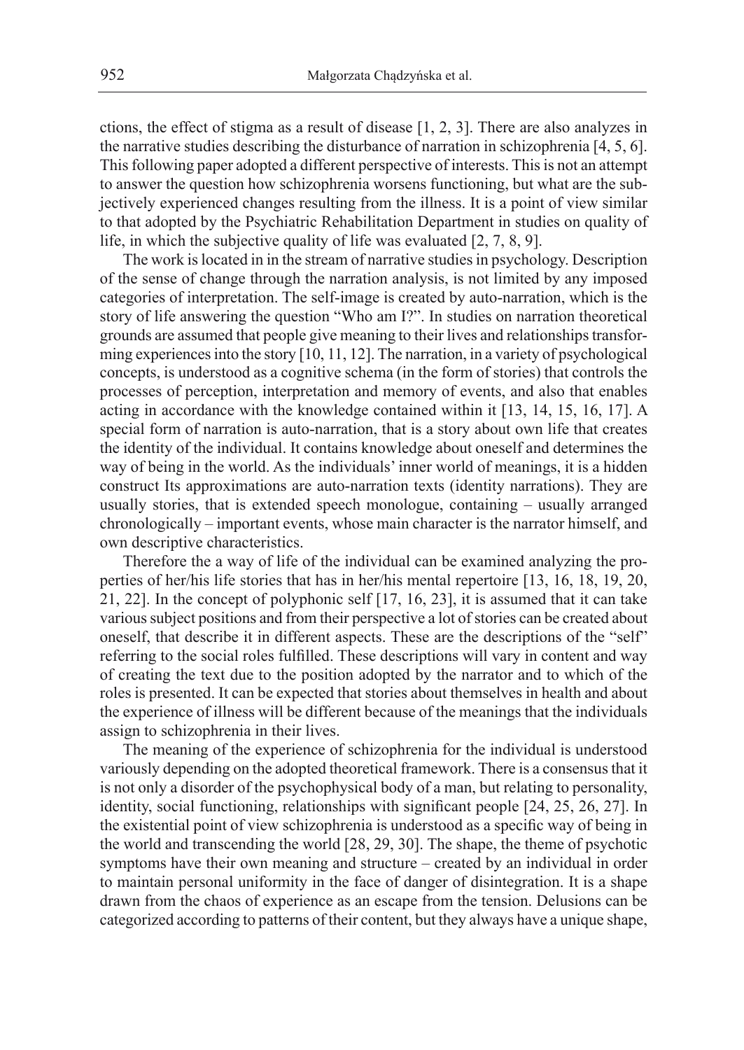ctions, the effect of stigma as a result of disease [1, 2, 3]. There are also analyzes in the narrative studies describing the disturbance of narration in schizophrenia [4, 5, 6]. This following paper adopted a different perspective of interests. This is not an attempt to answer the question how schizophrenia worsens functioning, but what are the subjectively experienced changes resulting from the illness. It is a point of view similar to that adopted by the Psychiatric Rehabilitation Department in studies on quality of life, in which the subjective quality of life was evaluated [2, 7, 8, 9].

The work is located in in the stream of narrative studies in psychology. Description of the sense of change through the narration analysis, is not limited by any imposed categories of interpretation. The self-image is created by auto-narration, which is the story of life answering the question "Who am I?". In studies on narration theoretical grounds are assumed that people give meaning to their lives and relationships transforming experiences into the story [10, 11, 12]. The narration, in a variety of psychological concepts, is understood as a cognitive schema (in the form of stories) that controls the processes of perception, interpretation and memory of events, and also that enables acting in accordance with the knowledge contained within it [13, 14, 15, 16, 17]. A special form of narration is auto-narration, that is a story about own life that creates the identity of the individual. It contains knowledge about oneself and determines the way of being in the world. As the individuals' inner world of meanings, it is a hidden construct Its approximations are auto-narration texts (identity narrations). They are usually stories, that is extended speech monologue, containing – usually arranged chronologically – important events, whose main character is the narrator himself, and own descriptive characteristics.

Therefore the a way of life of the individual can be examined analyzing the properties of her/his life stories that has in her/his mental repertoire [13, 16, 18, 19, 20, 21, 22]. In the concept of polyphonic self [17, 16, 23], it is assumed that it can take various subject positions and from their perspective a lot of stories can be created about oneself, that describe it in different aspects. These are the descriptions of the "self" referring to the social roles fulfilled. These descriptions will vary in content and way of creating the text due to the position adopted by the narrator and to which of the roles is presented. It can be expected that stories about themselves in health and about the experience of illness will be different because of the meanings that the individuals assign to schizophrenia in their lives.

The meaning of the experience of schizophrenia for the individual is understood variously depending on the adopted theoretical framework. There is a consensus that it is not only a disorder of the psychophysical body of a man, but relating to personality, identity, social functioning, relationships with significant people [24, 25, 26, 27]. In the existential point of view schizophrenia is understood as a specific way of being in the world and transcending the world [28, 29, 30]. The shape, the theme of psychotic symptoms have their own meaning and structure – created by an individual in order to maintain personal uniformity in the face of danger of disintegration. It is a shape drawn from the chaos of experience as an escape from the tension. Delusions can be categorized according to patterns of their content, but they always have a unique shape,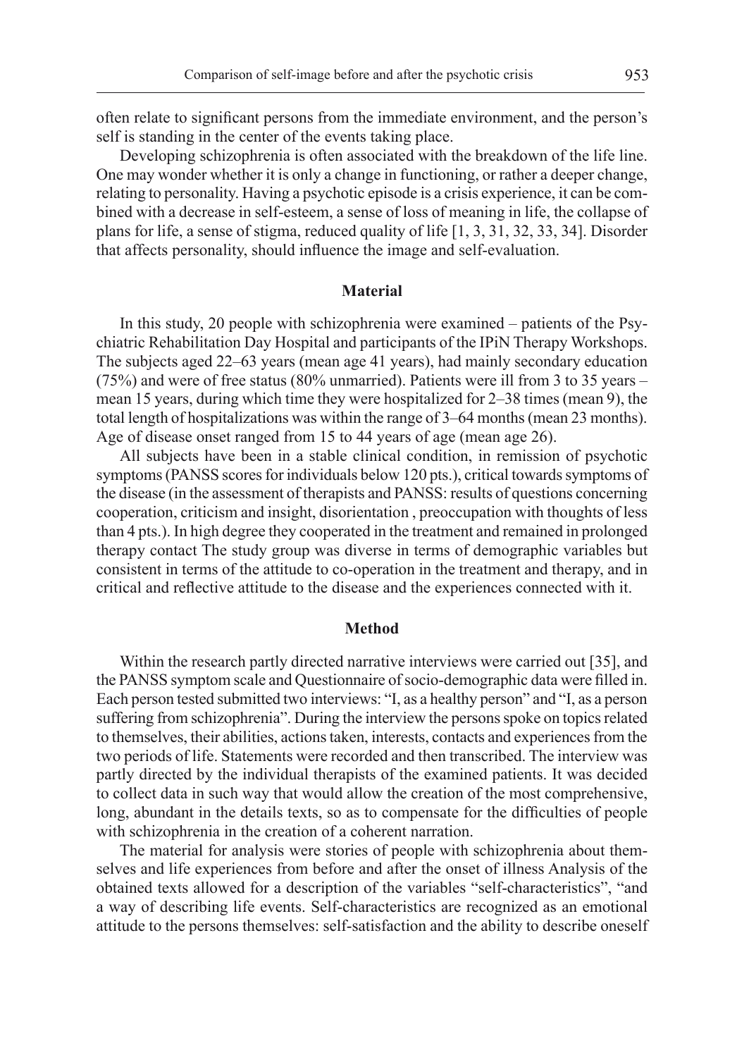often relate to significant persons from the immediate environment, and the person's self is standing in the center of the events taking place.

Developing schizophrenia is often associated with the breakdown of the life line. One may wonder whether it is only a change in functioning, or rather a deeper change, relating to personality. Having a psychotic episode is a crisis experience, it can be combined with a decrease in self-esteem, a sense of loss of meaning in life, the collapse of plans for life, a sense of stigma, reduced quality of life [1, 3, 31, 32, 33, 34]. Disorder that affects personality, should influence the image and self-evaluation.

## Material

In this study, 20 people with schizophrenia were examined – patients of the Psychiatric Rehabilitation Day Hospital and participants of the IPiN Therapy Workshops. The subjects aged 22–63 years (mean age 41 years), had mainly secondary education (75%) and were of free status (80% unmarried). Patients were ill from 3 to 35 years – mean 15 years, during which time they were hospitalized for 2–38 times (mean 9), the total length of hospitalizations was within the range of 3–64 months (mean 23 months). Age of disease onset ranged from 15 to 44 years of age (mean age 26).

All subjects have been in a stable clinical condition, in remission of psychotic symptoms (PANSS scores for individuals below 120 pts.), critical towards symptoms of the disease (in the assessment of therapists and PANSS: results of questions concerning cooperation, criticism and insight, disorientation , preoccupation with thoughts of less than 4 pts.). In high degree they cooperated in the treatment and remained in prolonged therapy contact The study group was diverse in terms of demographic variables but consistent in terms of the attitude to co-operation in the treatment and therapy, and in critical and reflective attitude to the disease and the experiences connected with it.

## Method

Within the research partly directed narrative interviews were carried out [35], and the PANSS symptom scale and Questionnaire of socio-demographic data were filled in. Each person tested submitted two interviews: "I, as a healthy person" and "I, as a person suffering from schizophrenia". During the interview the persons spoke on topics related to themselves, their abilities, actions taken, interests, contacts and experiences from the two periods of life. Statements were recorded and then transcribed. The interview was partly directed by the individual therapists of the examined patients. It was decided to collect data in such way that would allow the creation of the most comprehensive, long, abundant in the details texts, so as to compensate for the difficulties of people with schizophrenia in the creation of a coherent narration.

The material for analysis were stories of people with schizophrenia about themselves and life experiences from before and after the onset of illness Analysis of the obtained texts allowed for a description of the variables "self-characteristics", "and a way of describing life events. Self-characteristics are recognized as an emotional attitude to the persons themselves: self-satisfaction and the ability to describe oneself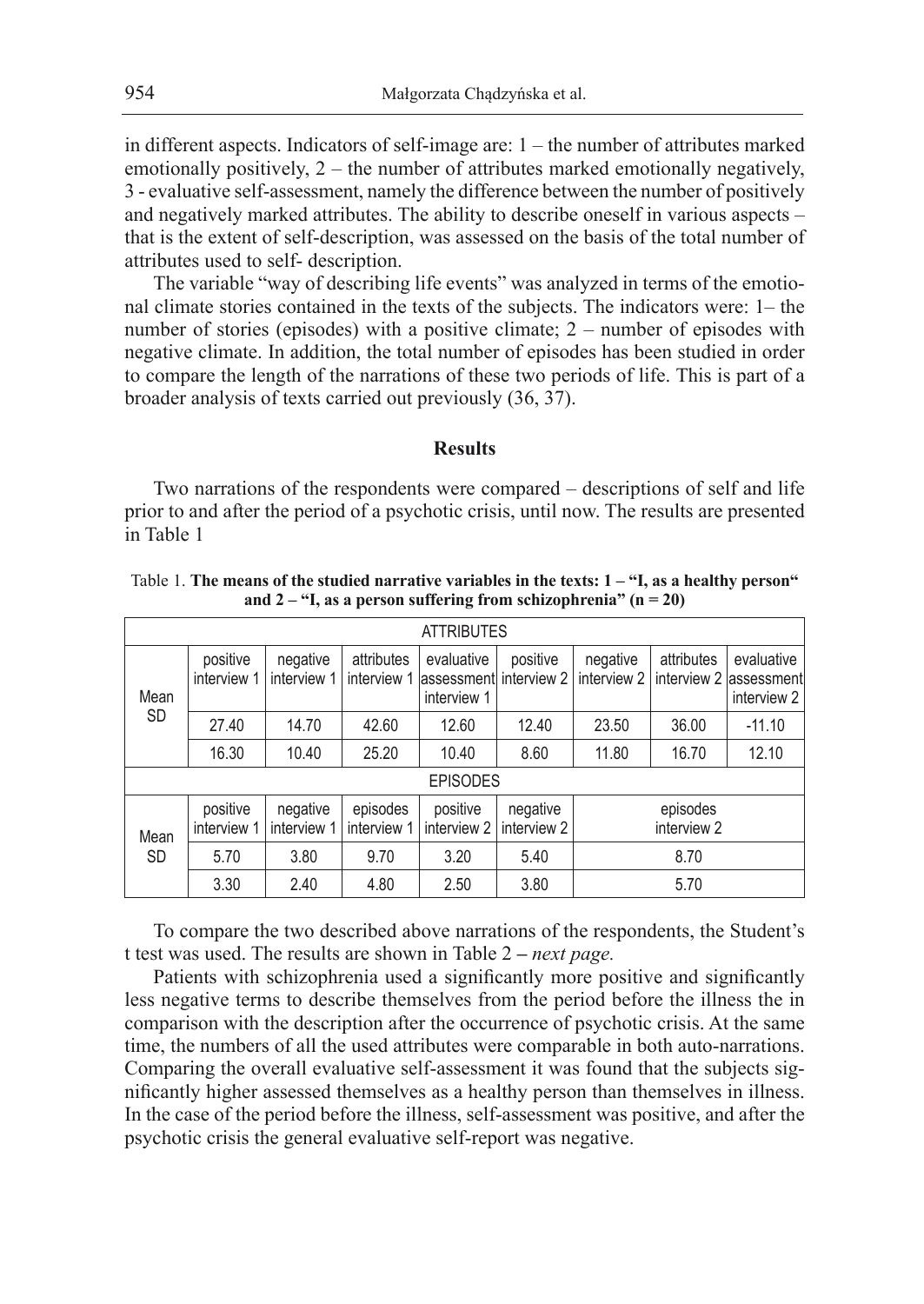in different aspects. Indicators of self-image are: 1 – the number of attributes marked emotionally positively, 2 – the number of attributes marked emotionally negatively, 3 - evaluative self-assessment, namely the difference between the number of positively and negatively marked attributes. The ability to describe oneself in various aspects – that is the extent of self-description, was assessed on the basis of the total number of attributes used to self- description.

The variable "way of describing life events" was analyzed in terms of the emotional climate stories contained in the texts of the subjects. The indicators were: 1– the number of stories (episodes) with a positive climate; 2 – number of episodes with negative climate. In addition, the total number of episodes has been studied in order to compare the length of the narrations of these two periods of life. This is part of a broader analysis of texts carried out previously (36, 37).

## Results

Two narrations of the respondents were compared – descriptions of self and life prior to and after the period of a psychotic crisis, until now. The results are presented in Table 1

Table 1. **The means of the studied narrative variables in the texts: 1 – "I, as a healthy person" and 2 – "I, as a person suffering from schizophrenia" (n = 20)**

| ATTRIBUTES | | | | | | | | |
|---|---|---|---|---|---|---|---|---|
| Mean<br>SD | positive interview 1 | negative interview 1 | attributes interview 1 | evaluative assessment interview 1 | positive interview 2 | negative interview 2 | attributes interview 2 | evaluative assessment interview 2 |
| | 27.40 | 14.70 | 42.60 | 12.60 | 12.40 | 23.50 | 36.00 | -11.10 |
| | 16.30 | 10.40 | 25.20 | 10.40 | 8.60 | 11.80 | 16.70 | 12.10 |
| **EPISODES** | | | | | | | | |
| Mean<br>SD | positive interview 1 | negative interview 1 | episodes interview 1 | positive interview 2 | negative interview 2 | episodes interview 2 | | |
| | 5.70 | 3.80 | 9.70 | 3.20 | 5.40 | 8.70 | | |
| | 3.30 | 2.40 | 4.80 | 2.50 | 3.80 | 5.70 | | |

To compare the two described above narrations of the respondents, the Student's t test was used. The results are shown in Table 2 – *next page.*

Patients with schizophrenia used a significantly more positive and significantly less negative terms to describe themselves from the period before the illness the in comparison with the description after the occurrence of psychotic crisis. At the same time, the numbers of all the used attributes were comparable in both auto-narrations. Comparing the overall evaluative self-assessment it was found that the subjects significantly higher assessed themselves as a healthy person than themselves in illness. In the case of the period before the illness, self-assessment was positive, and after the psychotic crisis the general evaluative self-report was negative.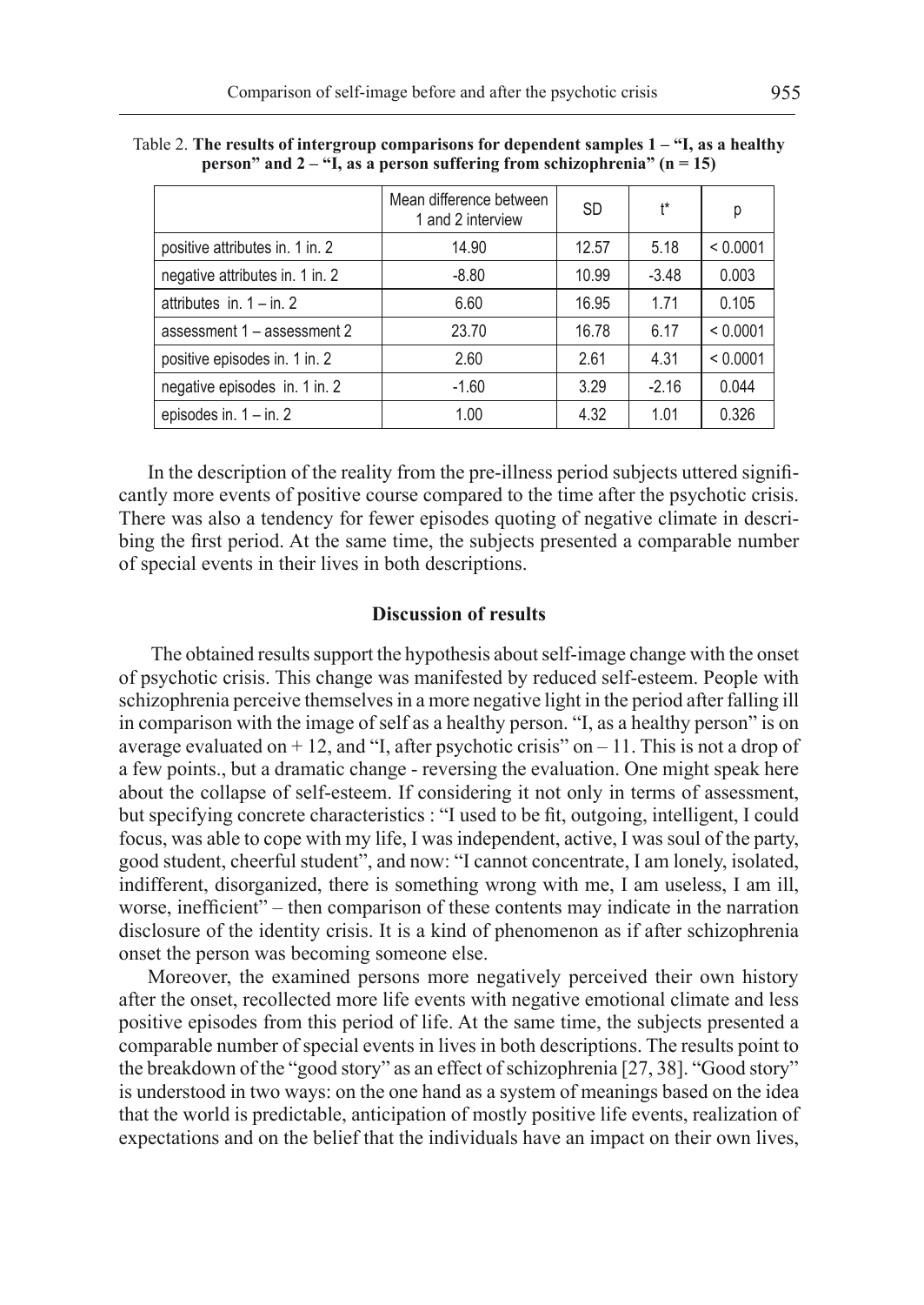Table 2. **The results of intergroup comparisons for dependent samples 1 – "I, as a healthy person" and 2 – "I, as a person suffering from schizophrenia" (n = 15)**

| | Mean difference between 1 and 2 interview | SD | t* | p |
|---|---|---|---|---|
| positive attributes in. 1 in. 2 | 14.90 | 12.57 | 5.18 | < 0.0001 |
| negative attributes in. 1 in. 2 | -8.80 | 10.99 | -3.48 | 0.003 |
| attributes in. 1 – in. 2 | 6.60 | 16.95 | 1.71 | 0.105 |
| assessment 1 – assessment 2 | 23.70 | 16.78 | 6.17 | < 0.0001 |
| positive episodes in. 1 in. 2 | 2.60 | 2.61 | 4.31 | < 0.0001 |
| negative episodes in. 1 in. 2 | -1.60 | 3.29 | -2.16 | 0.044 |
| episodes in. 1 – in. 2 | 1.00 | 4.32 | 1.01 | 0.326 |

In the description of the reality from the pre-illness period subjects uttered significantly more events of positive course compared to the time after the psychotic crisis. There was also a tendency for fewer episodes quoting of negative climate in describing the first period. At the same time, the subjects presented a comparable number of special events in their lives in both descriptions.

## Discussion of results

The obtained results support the hypothesis about self-image change with the onset of psychotic crisis. This change was manifested by reduced self-esteem. People with schizophrenia perceive themselves in a more negative light in the period after falling ill in comparison with the image of self as a healthy person. "I, as a healthy person" is on average evaluated on + 12, and "I, after psychotic crisis" on – 11. This is not a drop of a few points., but a dramatic change - reversing the evaluation. One might speak here about the collapse of self-esteem. If considering it not only in terms of assessment, but specifying concrete characteristics : "I used to be fit, outgoing, intelligent, I could focus, was able to cope with my life, I was independent, active, I was soul of the party, good student, cheerful student", and now: "I cannot concentrate, I am lonely, isolated, indifferent, disorganized, there is something wrong with me, I am useless, I am ill, worse, inefficient" – then comparison of these contents may indicate in the narration disclosure of the identity crisis. It is a kind of phenomenon as if after schizophrenia onset the person was becoming someone else.

Moreover, the examined persons more negatively perceived their own history after the onset, recollected more life events with negative emotional climate and less positive episodes from this period of life. At the same time, the subjects presented a comparable number of special events in lives in both descriptions. The results point to the breakdown of the "good story" as an effect of schizophrenia [27, 38]. "Good story" is understood in two ways: on the one hand as a system of meanings based on the idea that the world is predictable, anticipation of mostly positive life events, realization of expectations and on the belief that the individuals have an impact on their own lives,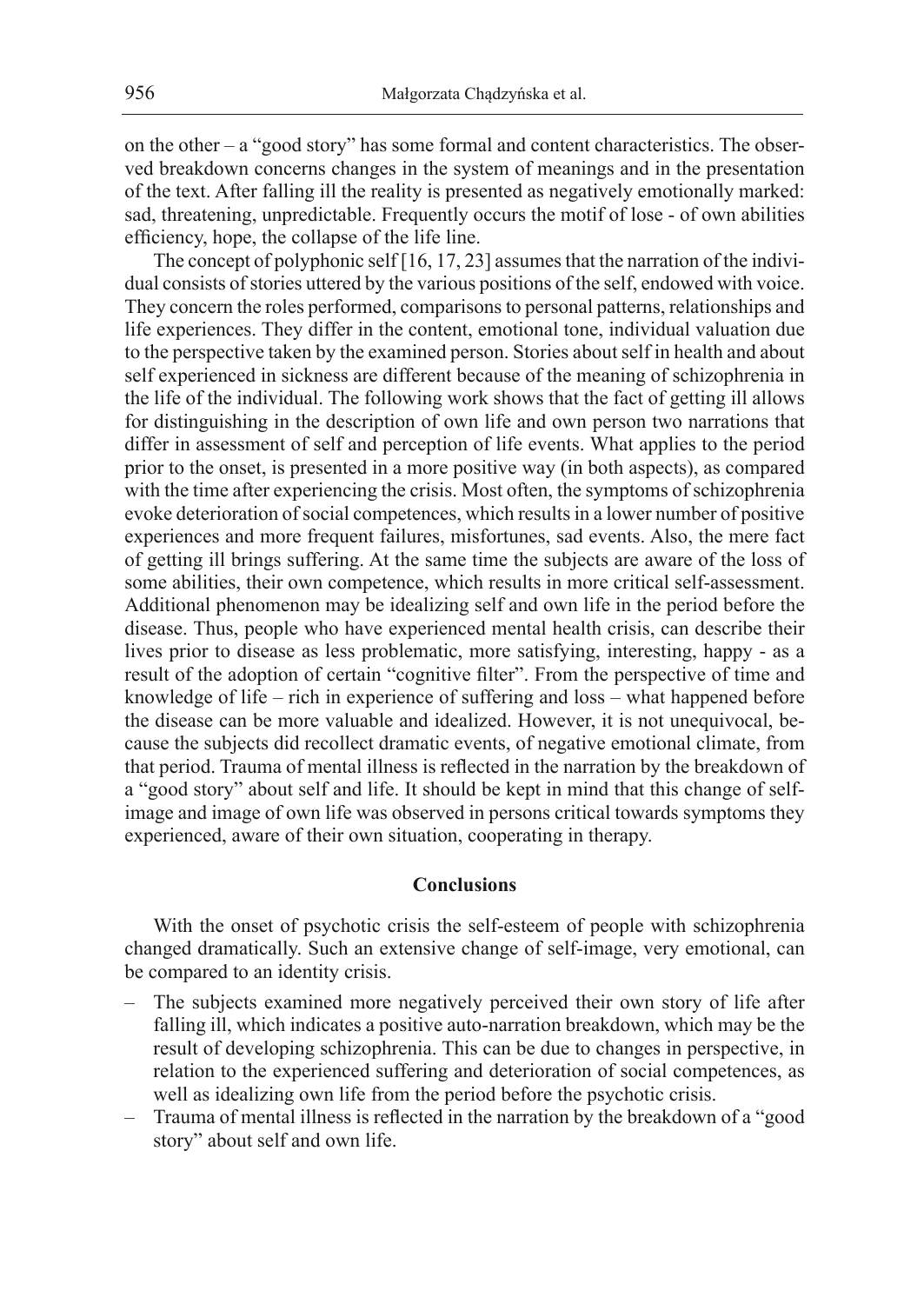on the other – a "good story" has some formal and content characteristics. The observed breakdown concerns changes in the system of meanings and in the presentation of the text. After falling ill the reality is presented as negatively emotionally marked: sad, threatening, unpredictable. Frequently occurs the motif of lose - of own abilities efficiency, hope, the collapse of the life line.

The concept of polyphonic self [16, 17, 23] assumes that the narration of the individual consists of stories uttered by the various positions of the self, endowed with voice. They concern the roles performed, comparisons to personal patterns, relationships and life experiences. They differ in the content, emotional tone, individual valuation due to the perspective taken by the examined person. Stories about self in health and about self experienced in sickness are different because of the meaning of schizophrenia in the life of the individual. The following work shows that the fact of getting ill allows for distinguishing in the description of own life and own person two narrations that differ in assessment of self and perception of life events. What applies to the period prior to the onset, is presented in a more positive way (in both aspects), as compared with the time after experiencing the crisis. Most often, the symptoms of schizophrenia evoke deterioration of social competences, which results in a lower number of positive experiences and more frequent failures, misfortunes, sad events. Also, the mere fact of getting ill brings suffering. At the same time the subjects are aware of the loss of some abilities, their own competence, which results in more critical self-assessment. Additional phenomenon may be idealizing self and own life in the period before the disease. Thus, people who have experienced mental health crisis, can describe their lives prior to disease as less problematic, more satisfying, interesting, happy - as a result of the adoption of certain "cognitive filter". From the perspective of time and knowledge of life – rich in experience of suffering and loss – what happened before the disease can be more valuable and idealized. However, it is not unequivocal, because the subjects did recollect dramatic events, of negative emotional climate, from that period. Trauma of mental illness is reflected in the narration by the breakdown of a "good story" about self and life. It should be kept in mind that this change of self-image and image of own life was observed in persons critical towards symptoms they experienced, aware of their own situation, cooperating in therapy.

## Conclusions

With the onset of psychotic crisis the self-esteem of people with schizophrenia changed dramatically. Such an extensive change of self-image, very emotional, can be compared to an identity crisis.

- The subjects examined more negatively perceived their own story of life after falling ill, which indicates a positive auto-narration breakdown, which may be the result of developing schizophrenia. This can be due to changes in perspective, in relation to the experienced suffering and deterioration of social competences, as well as idealizing own life from the period before the psychotic crisis.
- Trauma of mental illness is reflected in the narration by the breakdown of a "good story" about self and own life.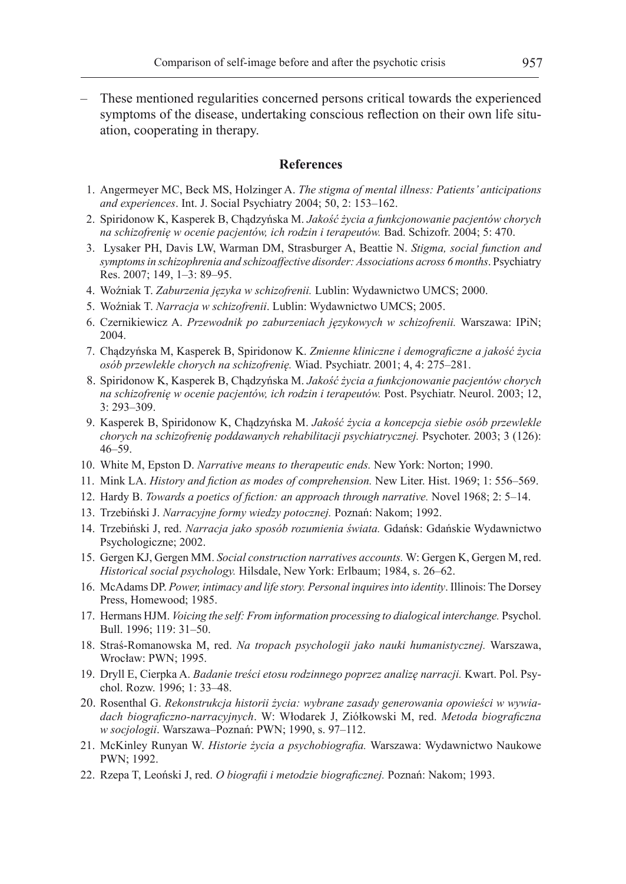– These mentioned regularities concerned persons critical towards the experienced symptoms of the disease, undertaking conscious reflection on their own life situation, cooperating in therapy.

## References

1. Angermeyer MC, Beck MS, Holzinger A. *The stigma of mental illness: Patients' anticipations and experiences*. Int. J. Social Psychiatry 2004; 50, 2: 153–162.
2. Spiridonow K, Kasperek B, Chądzyńska M. *Jakość życia a funkcjonowanie pacjentów chorych na schizofrenię w ocenie pacjentów, ich rodzin i terapeutów.* Bad. Schizofr. 2004; 5: 470.
3. Lysaker PH, Davis LW, Warman DM, Strasburger A, Beattie N. *Stigma, social function and symptoms in schizophrenia and schizoaffective disorder: Associations across 6 months*. Psychiatry Res. 2007; 149, 1–3: 89–95.
4. Woźniak T. *Zaburzenia języka w schizofrenii.* Lublin: Wydawnictwo UMCS; 2000.
5. Woźniak T. *Narracja w schizofrenii*. Lublin: Wydawnictwo UMCS; 2005.
6. Czernikiewicz A. *Przewodnik po zaburzeniach językowych w schizofrenii.* Warszawa: IPiN; 2004.
7. Chądzyńska M, Kasperek B, Spiridonow K. *Zmienne kliniczne i demograficzne a jakość życia osób przewlekle chorych na schizofrenię.* Wiad. Psychiatr. 2001; 4, 4: 275–281.
8. Spiridonow K, Kasperek B, Chądzyńska M. *Jakość życia a funkcjonowanie pacjentów chorych na schizofrenię w ocenie pacjentów, ich rodzin i terapeutów.* Post. Psychiatr. Neurol. 2003; 12, 3: 293–309.
9. Kasperek B, Spiridonow K, Chądzyńska M. *Jakość życia a koncepcja siebie osób przewlekle chorych na schizofrenię poddawanych rehabilitacji psychiatrycznej.* Psychoter. 2003; 3 (126): 46–59.
10. White M, Epston D. *Narrative means to therapeutic ends.* New York: Norton; 1990.
11. Mink LA. *History and fiction as modes of comprehension.* New Liter. Hist. 1969; 1: 556–569.
12. Hardy B. *Towards a poetics of fiction: an approach through narrative.* Novel 1968; 2: 5–14.
13. Trzebiński J. *Narracyjne formy wiedzy potocznej.* Poznań: Nakom; 1992.
14. Trzebiński J, red. *Narracja jako sposób rozumienia świata.* Gdańsk: Gdańskie Wydawnictwo Psychologiczne; 2002.
15. Gergen KJ, Gergen MM. *Social construction narratives accounts.* W: Gergen K, Gergen M, red. *Historical social psychology.* Hilsdale, New York: Erlbaum; 1984, s. 26–62.
16. McAdams DP. *Power, intimacy and life story. Personal inquires into identity*. Illinois: The Dorsey Press, Homewood; 1985.
17. Hermans HJM. *Voicing the self: From information processing to dialogical interchange.* Psychol. Bull. 1996; 119: 31–50.
18. Straś-Romanowska M, red. *Na tropach psychologii jako nauki humanistycznej.* Warszawa, Wrocław: PWN; 1995.
19. Dryll E, Cierpka A. *Badanie treści etosu rodzinnego poprzez analizę narracji.* Kwart. Pol. Psychol. Rozw. 1996; 1: 33–48.
20. Rosenthal G. *Rekonstrukcja historii życia: wybrane zasady generowania opowieści w wywiadach biograficzno-narracyjnych*. W: Włodarek J, Ziółkowski M, red. *Metoda biograficzna w socjologii*. Warszawa–Poznań: PWN; 1990, s. 97–112.
21. McKinley Runyan W. *Historie życia a psychobiografia.* Warszawa: Wydawnictwo Naukowe PWN; 1992.
22. Rzepa T, Leoński J, red. *O biografii i metodzie biograficznej.* Poznań: Nakom; 1993.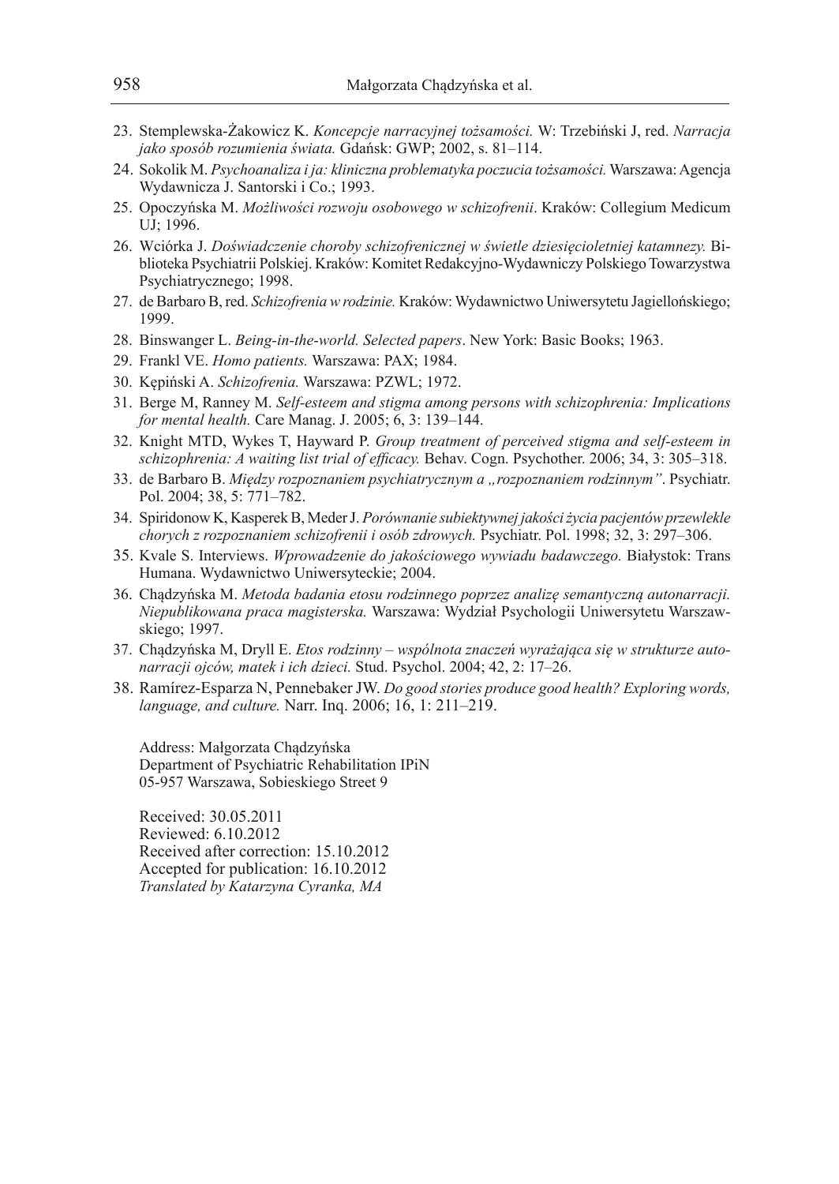23. Stemplewska-Żakowicz K. *Koncepcje narracyjnej tożsamości.* W: Trzebiński J, red. *Narracja jako sposób rozumienia świata.* Gdańsk: GWP; 2002, s. 81–114.
24. Sokolik M. *Psychoanaliza i ja: kliniczna problematyka poczucia tożsamości.* Warszawa: Agencja Wydawnicza J. Santorski i Co.; 1993.
25. Opoczyńska M. *Możliwości rozwoju osobowego w schizofrenii*. Kraków: Collegium Medicum UJ; 1996.
26. Wciórka J. *Doświadczenie choroby schizofrenicznej w świetle dziesięcioletniej katamnezy.* Biblioteka Psychiatrii Polskiej. Kraków: Komitet Redakcyjno-Wydawniczy Polskiego Towarzystwa Psychiatrycznego; 1998.
27. de Barbaro B, red. *Schizofrenia w rodzinie.* Kraków: Wydawnictwo Uniwersytetu Jagiellońskiego; 1999.
28. Binswanger L. *Being-in-the-world. Selected papers*. New York: Basic Books; 1963.
29. Frankl VE. *Homo patients.* Warszawa: PAX; 1984.
30. Kępiński A. *Schizofrenia.* Warszawa: PZWL; 1972.
31. Berge M, Ranney M. *Self-esteem and stigma among persons with schizophrenia: Implications for mental health.* Care Manag. J. 2005; 6, 3: 139–144.
32. Knight MTD, Wykes T, Hayward P. *Group treatment of perceived stigma and self-esteem in schizophrenia: A waiting list trial of efficacy.* Behav. Cogn. Psychother. 2006; 34, 3: 305–318.
33. de Barbaro B. *Między rozpoznaniem psychiatrycznym a „rozpoznaniem rodzinnym”*. Psychiatr. Pol. 2004; 38, 5: 771–782.
34. Spiridonow K, Kasperek B, Meder J. *Porównanie subiektywnej jakości życia pacjentów przewlekle chorych z rozpoznaniem schizofrenii i osób zdrowych.* Psychiatr. Pol. 1998; 32, 3: 297–306.
35. Kvale S. Interviews. *Wprowadzenie do jakościowego wywiadu badawczego.* Białystok: Trans Humana. Wydawnictwo Uniwersyteckie; 2004.
36. Chądzyńska M. *Metoda badania etosu rodzinnego poprzez analizę semantyczną autonarracji. Niepublikowana praca magisterska.* Warszawa: Wydział Psychologii Uniwersytetu Warszawskiego; 1997.
37. Chądzyńska M, Dryll E. *Etos rodzinny – wspólnota znaczeń wyrażająca się w strukturze autonarracji ojców, matek i ich dzieci.* Stud. Psychol. 2004; 42, 2: 17–26.
38. Ramírez-Esparza N, Pennebaker JW. *Do good stories produce good health? Exploring words, language, and culture.* Narr. Inq. 2006; 16, 1: 211–219.

Address: Małgorzata Chądzyńska
Department of Psychiatric Rehabilitation IPiN
05-957 Warszawa, Sobieskiego Street 9

Received: 30.05.2011
Reviewed: 6.10.2012
Received after correction: 15.10.2012
Accepted for publication: 16.10.2012
*Translated by Katarzyna Cyranka, MA*